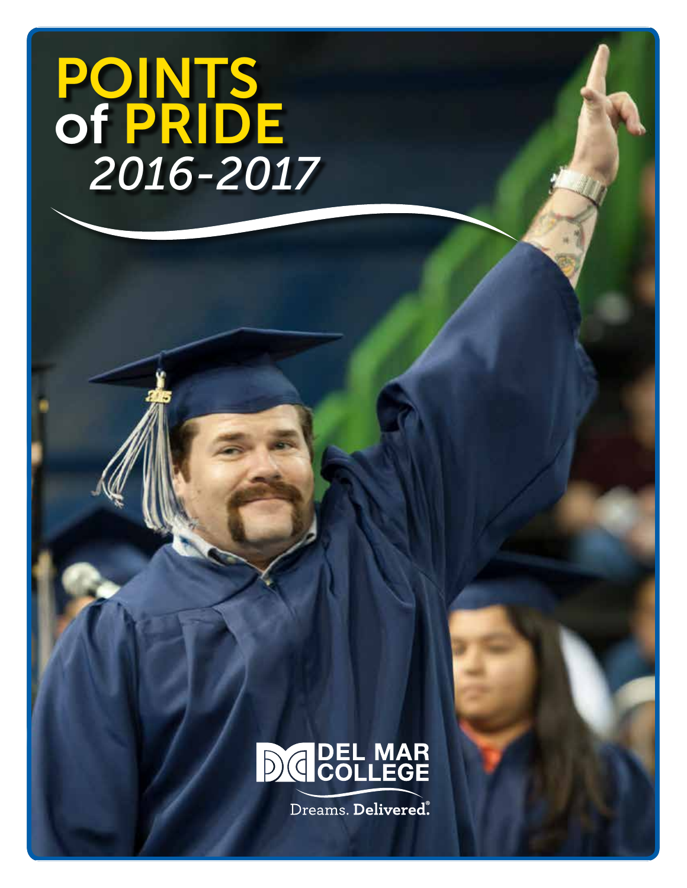# POINTS of PRIDE

## *2016-2017*

DEL MAR COLLEGE

Dreams. **Delivered.**®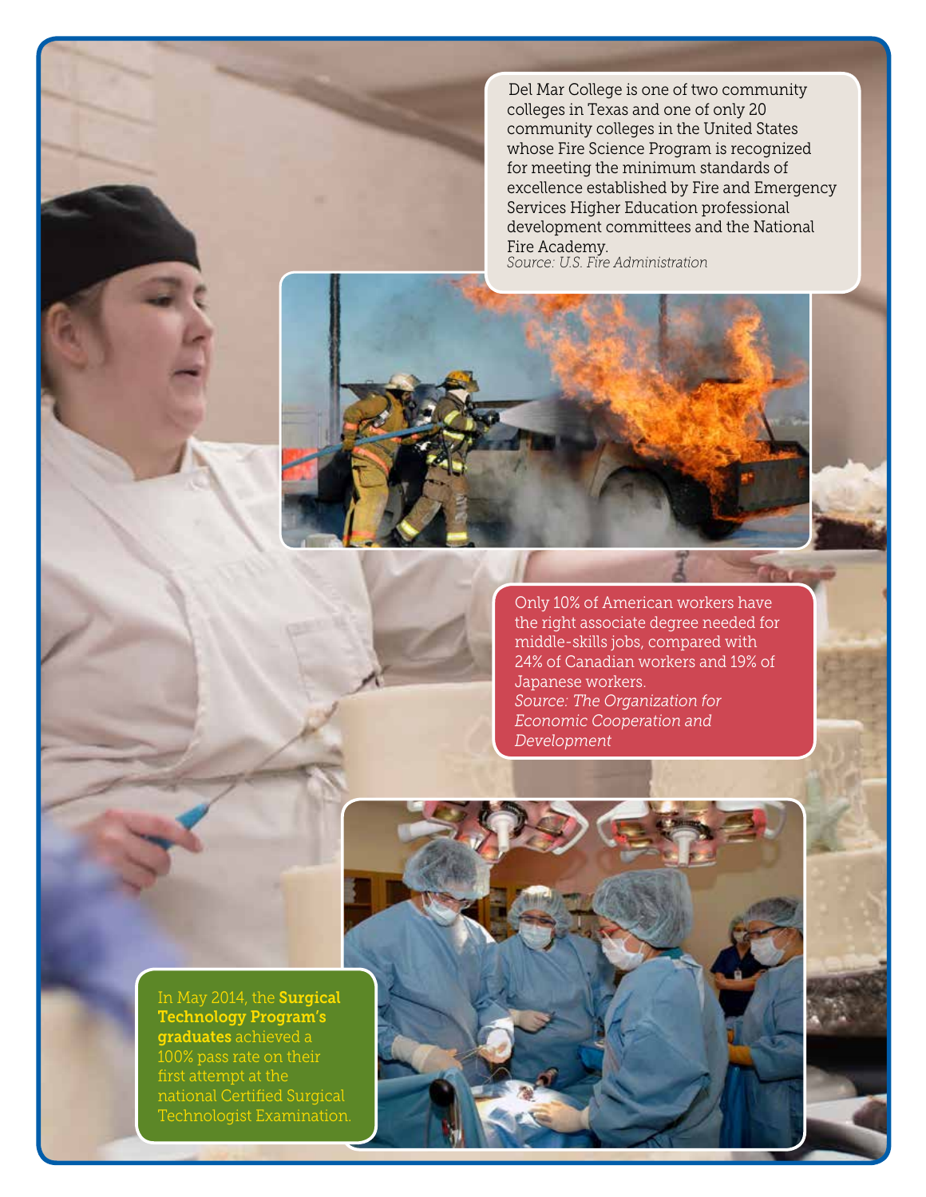Del Mar College is one of two community colleges in Texas and one of only 20 community colleges in the United States whose Fire Science Program is recognized for meeting the minimum standards of excellence established by Fire and Emergency Services Higher Education professional development committees and the National Fire Academy.
*Source: U.S. Fire Administration*

Only 10% of American workers have the right associate degree needed for middle-skills jobs, compared with 24% of Canadian workers and 19% of Japanese workers.
*Source: The Organization for Economic Cooperation and Development*

In May 2014, the **Surgical Technology Program's graduates** achieved a 100% pass rate on their first attempt at the national Certified Surgical Technologist Examination.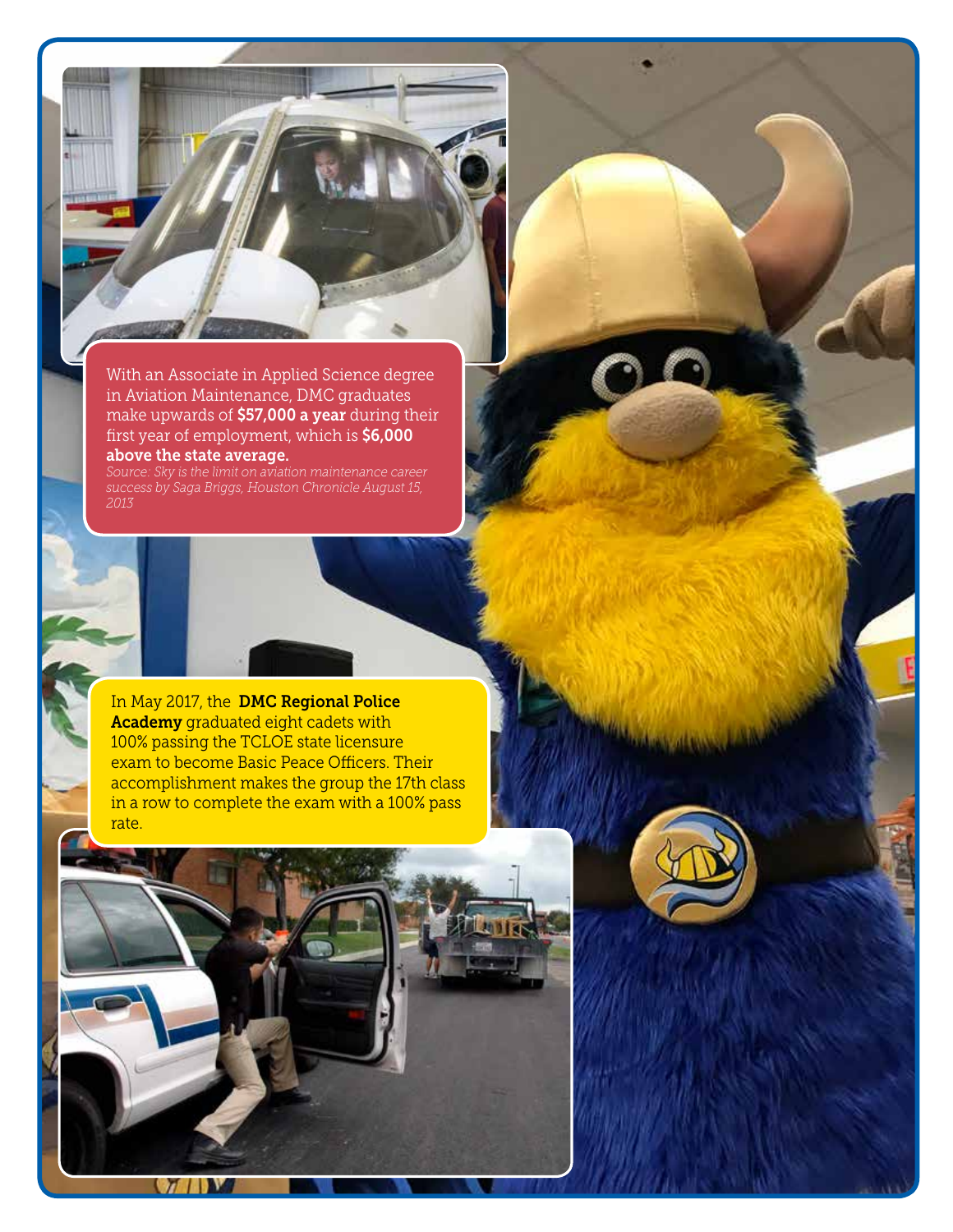With an Associate in Applied Science degree in Aviation Maintenance, DMC graduates make upwards of **$57,000 a year** during their first year of employment, which is **$6,000 above the state average.**

*Source: Sky is the limit on aviation maintenance career success by Saga Briggs, Houston Chronicle August 15, 2013*

In May 2017, the **DMC Regional Police Academy** graduated eight cadets with 100% passing the TCLOE state licensure exam to become Basic Peace Officers. Their accomplishment makes the group the 17th class in a row to complete the exam with a 100% pass rate.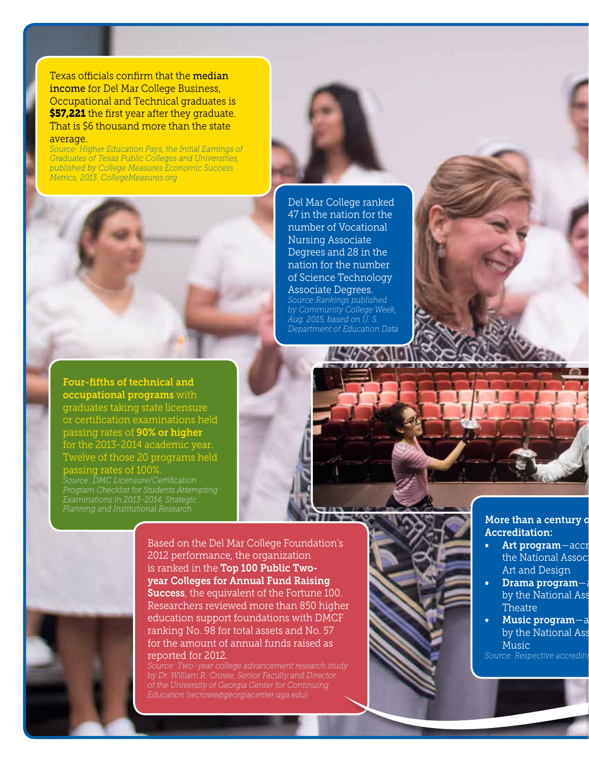Texas officials confirm that the **median income** for Del Mar College Business, Occupational and Technical graduates is **$57,221** the first year after they graduate. That is $6 thousand more than the state average.

*Source: Higher Education Pays, the Initial Earnings of Graduates of Texas Public Colleges and Universities, published by College Measures Economic Success Metrics, 2013. CollegeMeasures.org*

Del Mar College ranked 47 in the nation for the number of Vocational Nursing Associate Degrees and 28 in the nation for the number of Science Technology Associate Degrees.

*Source: Rankings published by Community College Week, Aug. 2015, based on U. S. Department of Education Data*

**Four-fifths of technical and occupational programs** with graduates taking state licensure or certification examinations held passing rates of **90% or higher** for the 2013-2014 academic year. Twelve of those 20 programs held passing rates of 100%.

*Source: DMC Licensure/Certification Program Checklist for Students Attempting Examinations in 2013-2014, Strategic Planning and Institutional Research*

Based on the Del Mar College Foundation's 2012 performance, the organization is ranked in the **Top 100 Public Two-year Colleges for Annual Fund Raising Success**, the equivalent of the Fortune 100. Researchers reviewed more than 850 higher education support foundations with DMCF ranking No. 98 for total assets and No. 57 for the amount of annual funds raised as reported for 2012.

*Source: Two-year college advancement research study by Dr. William R. Crowe, Senior Faculty and Director of the University of Georgia Center for Continuing Education (wcrowe@georgiacenter.uga.edu)*

**More than a century o Accreditation:**

- **Art program**—accr the National Associ Art and Design
- **Drama program**—a by the National Ass Theatre
- **Music program**—a by the National Ass Music

*Source: Respective accrediti*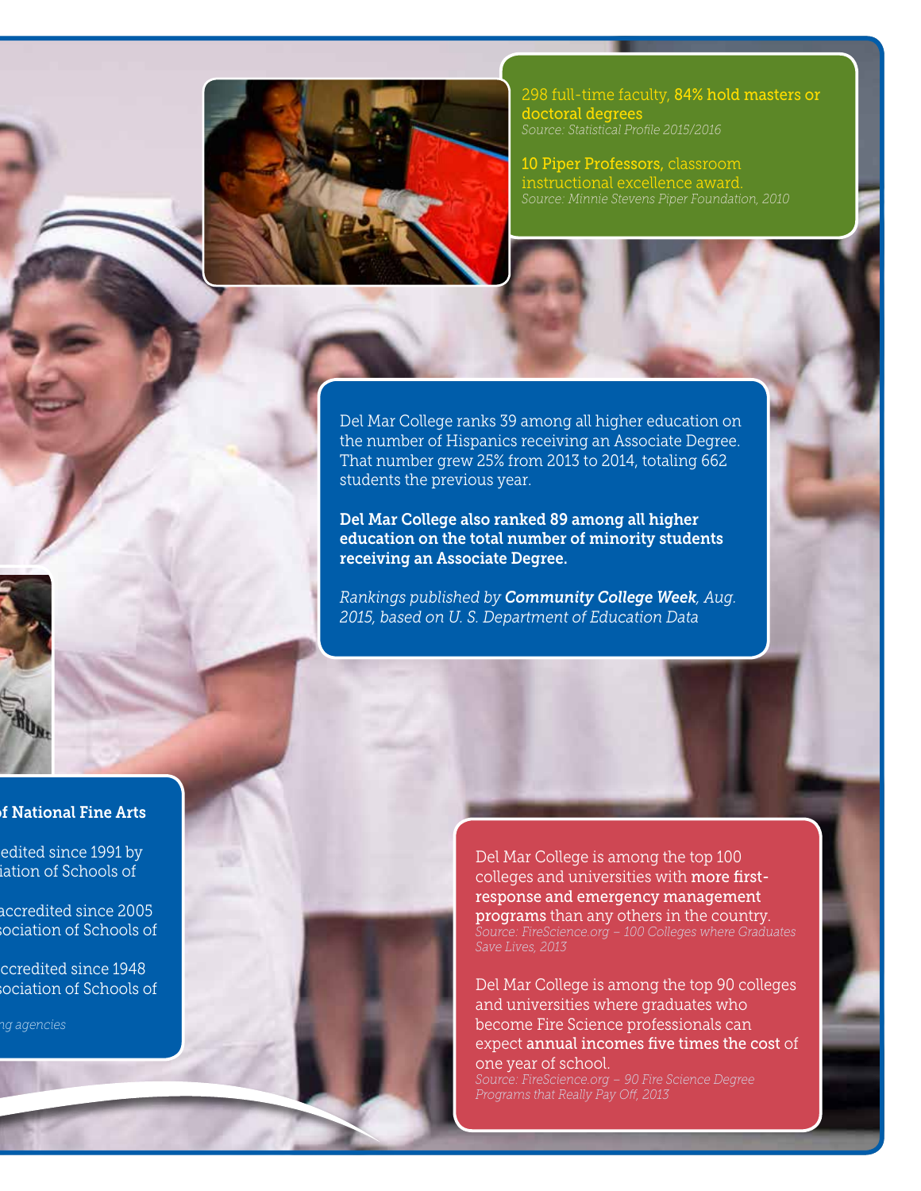298 full-time faculty, **84% hold masters or doctoral degrees**
*Source: Statistical Profile 2015/2016*

**10 Piper Professors,** classroom instructional excellence award.
*Source: Minnie Stevens Piper Foundation, 2010*

Del Mar College ranks 39 among all higher education on the number of Hispanics receiving an Associate Degree. That number grew 25% from 2013 to 2014, totaling 662 students the previous year.

**Del Mar College also ranked 89 among all higher education on the total number of minority students receiving an Associate Degree.**

*Rankings published by* ***Community College Week****, Aug. 2015, based on U. S. Department of Education Data*

**f National Fine Arts**

edited since 1991 by
iation of Schools of

accredited since 2005
sociation of Schools of

ccredited since 1948
sociation of Schools of

*ng agencies*

Del Mar College is among the top 100 colleges and universities with **more first-response and emergency management programs** than any others in the country.
*Source: FireScience.org – 100 Colleges where Graduates Save Lives, 2013*

Del Mar College is among the top 90 colleges and universities where graduates who become Fire Science professionals can expect **annual incomes five times the cost** of one year of school.
*Source: FireScience.org – 90 Fire Science Degree Programs that Really Pay Off, 2013*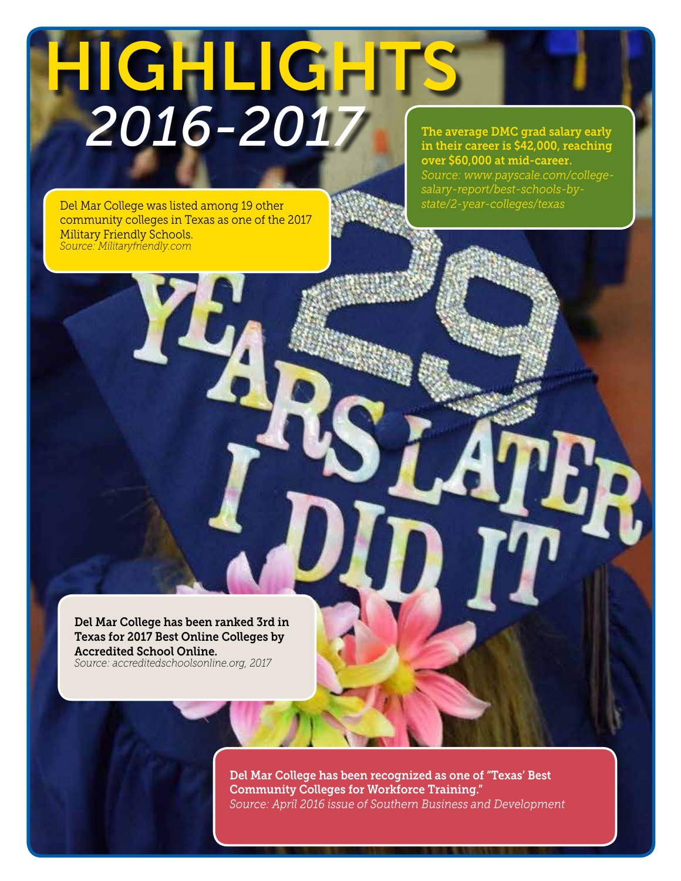# HIGHLIGHTS

## *2016-2017*

**The average DMC grad salary early in their career is $42,000, reaching over $60,000 at mid-career.**
*Source: www.payscale.com/college-salary-report/best-schools-by-state/2-year-colleges/texas*

Del Mar College was listed among 19 other community colleges in Texas as one of the 2017 Military Friendly Schools.
*Source: Militaryfriendly.com*

**Del Mar College has been ranked 3rd in Texas for 2017 Best Online Colleges by Accredited School Online.**
*Source: accreditedschoolsonline.org, 2017*

**Del Mar College has been recognized as one of "Texas' Best Community Colleges for Workforce Training."**
*Source: April 2016 issue of Southern Business and Development*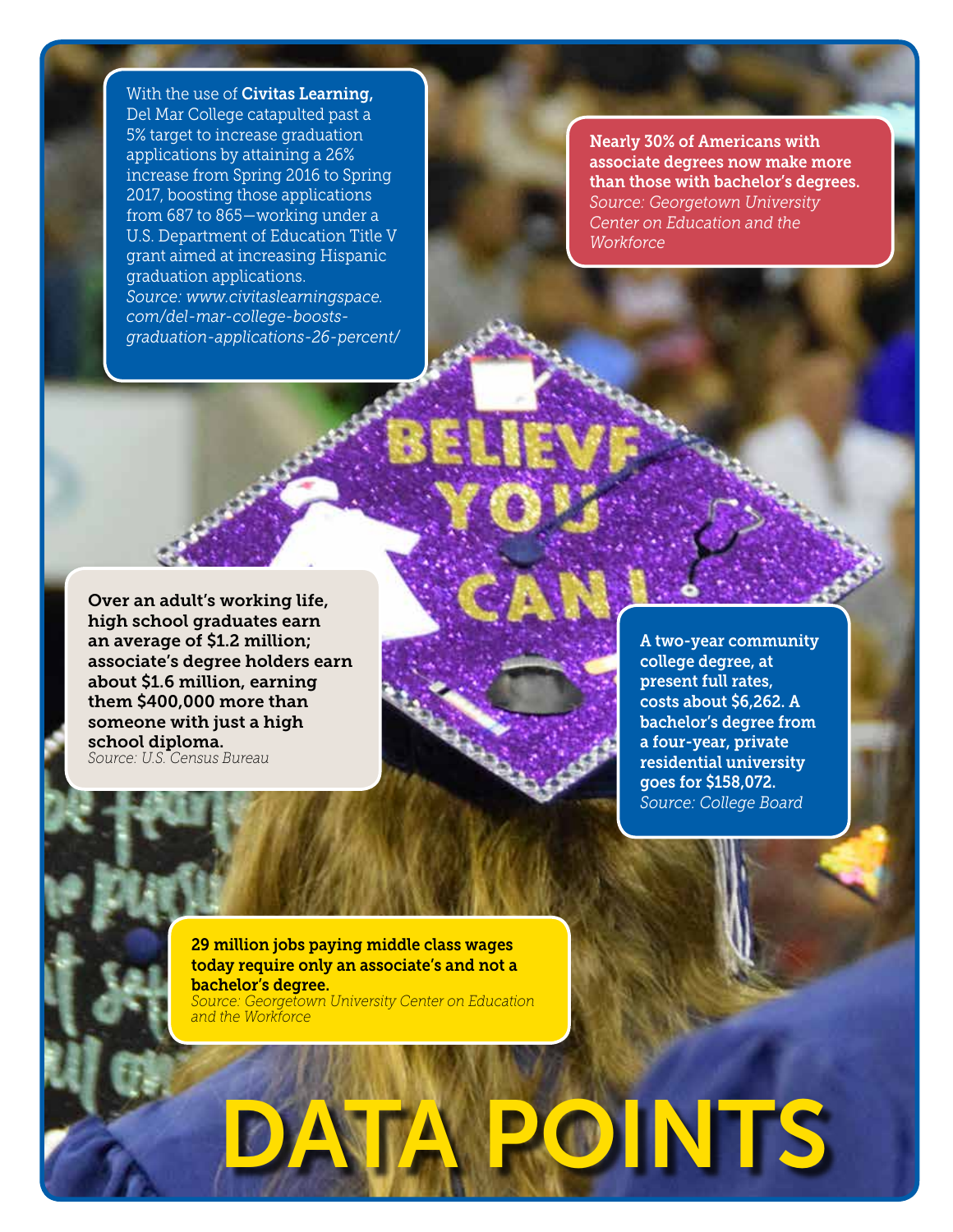# DATA POINTS

With the use of **Civitas Learning,** Del Mar College catapulted past a 5% target to increase graduation applications by attaining a 26% increase from Spring 2016 to Spring 2017, boosting those applications from 687 to 865—working under a U.S. Department of Education Title V grant aimed at increasing Hispanic graduation applications.
*Source: www.civitaslearningspace.com/del-mar-college-boosts-graduation-applications-26-percent/*

**Nearly 30% of Americans with associate degrees now make more than those with bachelor's degrees.**
*Source: Georgetown University Center on Education and the Workforce*

**Over an adult's working life, high school graduates earn an average of $1.2 million; associate's degree holders earn about $1.6 million, earning them $400,000 more than someone with just a high school diploma.**
*Source: U.S. Census Bureau*

**A two-year community college degree, at present full rates, costs about $6,262. A bachelor's degree from a four-year, private residential university goes for $158,072.**
*Source: College Board*

**29 million jobs paying middle class wages today require only an associate's and not a bachelor's degree.**
*Source: Georgetown University Center on Education and the Workforce*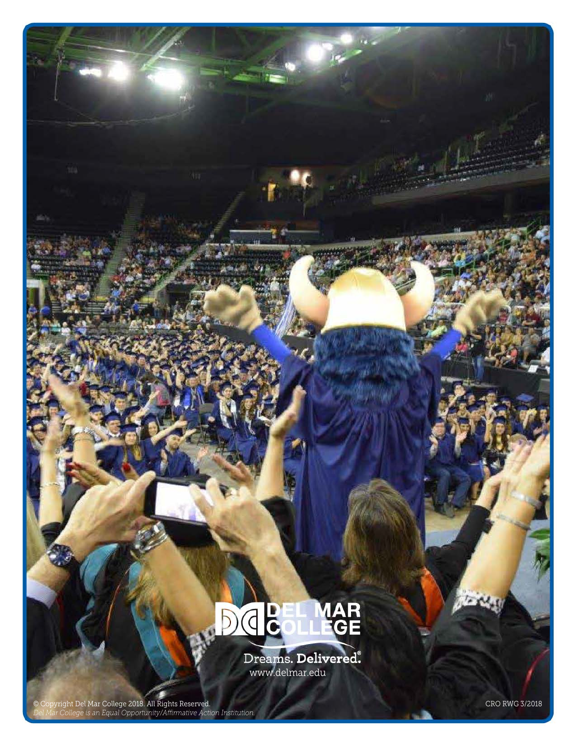DEL MAR COLLEGE

Dreams. **Delivered.**®

www.delmar.edu

© Copyright Del Mar College 2018. All Rights Reserved.

*Del Mar College is an Equal Opportunity/Affirmative Action Institution.*

CRO RWG 3/2018